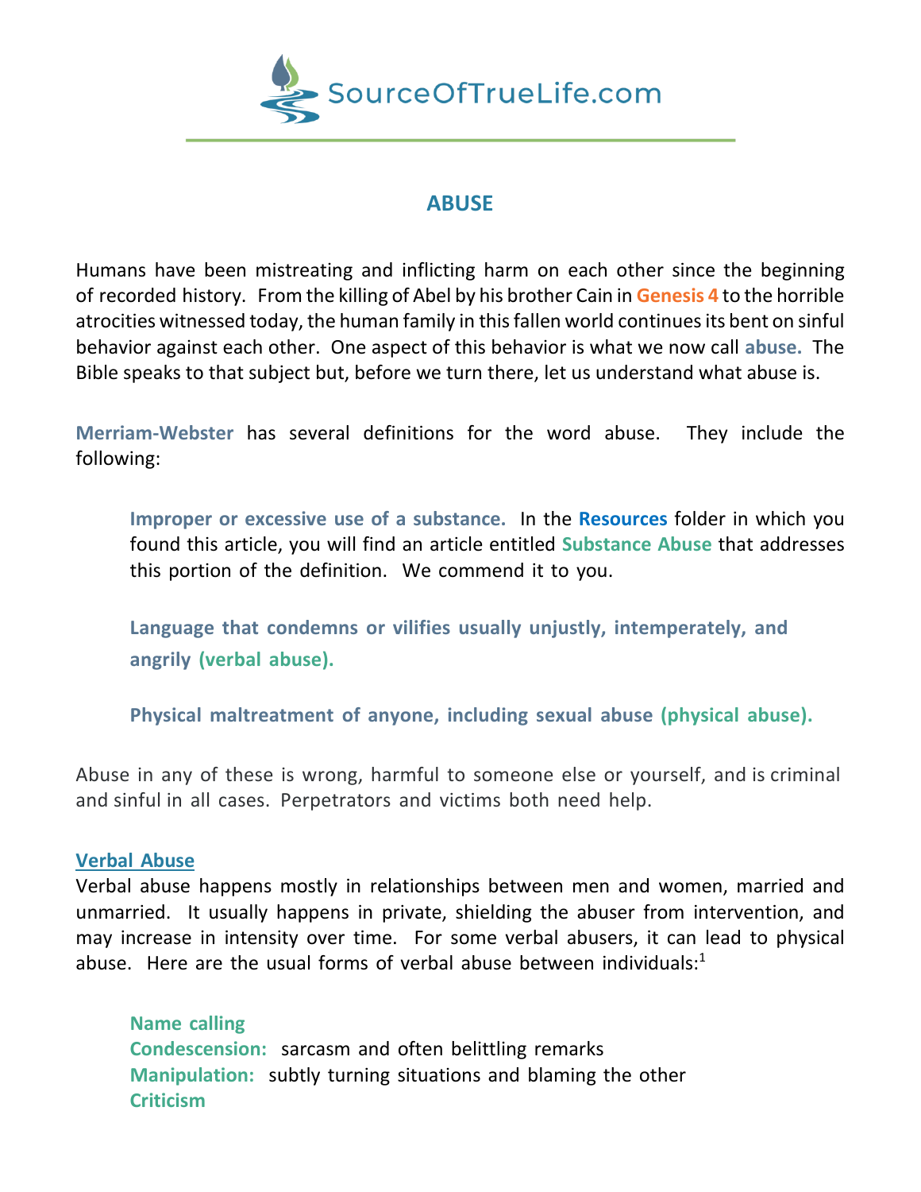SourceOfTrueLife.com

# ABUSE

Humans have been mistreating and inflicting harm on each other since the beginning of recorded history. From the killing of Abel by his brother Cain in **Genesis 4** to the horrible atrocities witnessed today, the human family in this fallen world continues its bent on sinful behavior against each other. One aspect of this behavior is what we now call **abuse.** The Bible speaks to that subject but, before we turn there, let us understand what abuse is.

**Merriam-Webster** has several definitions for the word abuse. They include the following:

> **Improper or excessive use of a substance.** In the **Resources** folder in which you found this article, you will find an article entitled **Substance Abuse** that addresses this portion of the definition. We commend it to you.
>
> **Language that condemns or vilifies usually unjustly, intemperately, and angrily (verbal abuse).**
>
> **Physical maltreatment of anyone, including sexual abuse (physical abuse).**

Abuse in any of these is wrong, harmful to someone else or yourself, and is criminal and sinful in all cases. Perpetrators and victims both need help.

## Verbal Abuse

Verbal abuse happens mostly in relationships between men and women, married and unmarried. It usually happens in private, shielding the abuser from intervention, and may increase in intensity over time. For some verbal abusers, it can lead to physical abuse. Here are the usual forms of verbal abuse between individuals:[1]

> **Name calling**
> **Condescension:** sarcasm and often belittling remarks
> **Manipulation:** subtly turning situations and blaming the other
> **Criticism**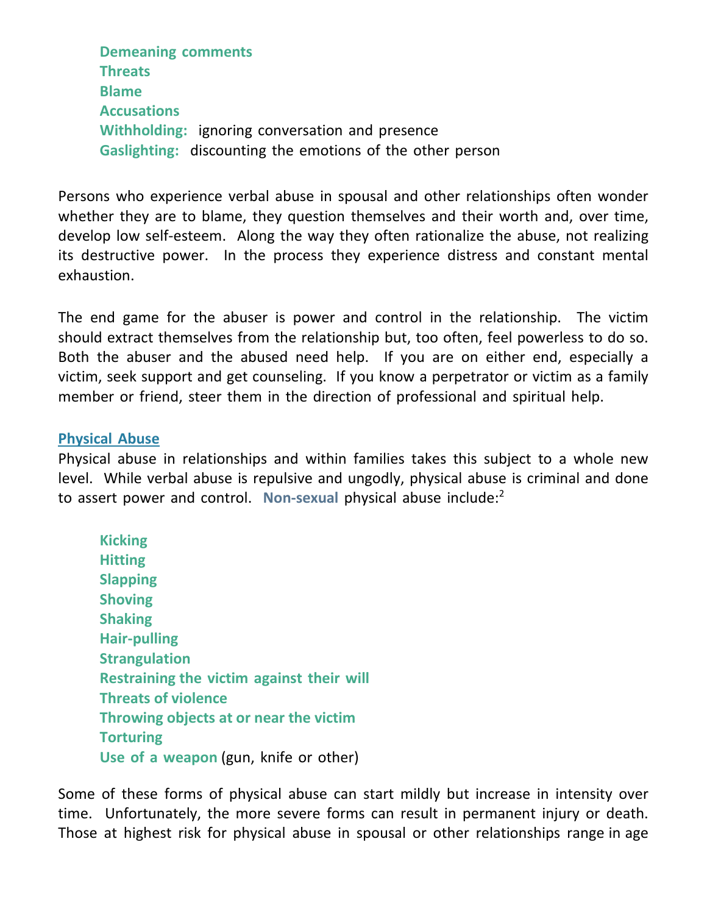**Demeaning comments**
**Threats**
**Blame**
**Accusations**
**Withholding:** ignoring conversation and presence
**Gaslighting:** discounting the emotions of the other person

Persons who experience verbal abuse in spousal and other relationships often wonder whether they are to blame, they question themselves and their worth and, over time, develop low self-esteem. Along the way they often rationalize the abuse, not realizing its destructive power. In the process they experience distress and constant mental exhaustion.

The end game for the abuser is power and control in the relationship. The victim should extract themselves from the relationship but, too often, feel powerless to do so. Both the abuser and the abused need help. If you are on either end, especially a victim, seek support and get counseling. If you know a perpetrator or victim as a family member or friend, steer them in the direction of professional and spiritual help.

## Physical Abuse

Physical abuse in relationships and within families takes this subject to a whole new level. While verbal abuse is repulsive and ungodly, physical abuse is criminal and done to assert power and control. **Non-sexual** physical abuse include:[2]

**Kicking**
**Hitting**
**Slapping**
**Shoving**
**Shaking**
**Hair-pulling**
**Strangulation**
**Restraining the victim against their will**
**Threats of violence**
**Throwing objects at or near the victim**
**Torturing**
**Use of a weapon** (gun, knife or other)

Some of these forms of physical abuse can start mildly but increase in intensity over time. Unfortunately, the more severe forms can result in permanent injury or death. Those at highest risk for physical abuse in spousal or other relationships range in age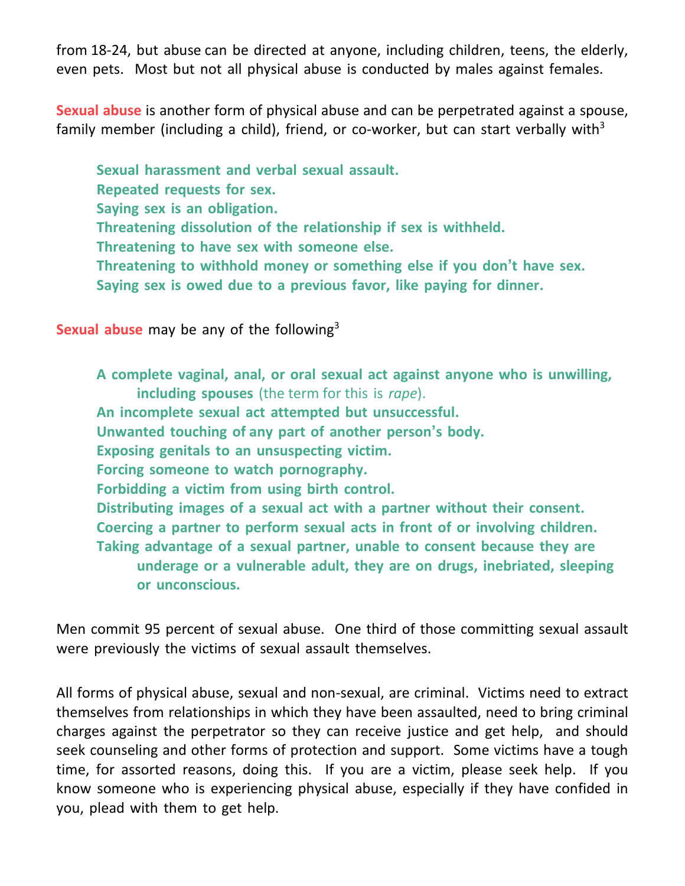from 18-24, but abuse can be directed at anyone, including children, teens, the elderly, even pets. Most but not all physical abuse is conducted by males against females.

**Sexual abuse** is another form of physical abuse and can be perpetrated against a spouse, family member (including a child), friend, or co-worker, but can start verbally with[3]

- **Sexual harassment and verbal sexual assault.**
- **Repeated requests for sex.**
- **Saying sex is an obligation.**
- **Threatening dissolution of the relationship if sex is withheld.**
- **Threatening to have sex with someone else.**
- **Threatening to withhold money or something else if you don't have sex.**
- **Saying sex is owed due to a previous favor, like paying for dinner.**

**Sexual abuse** may be any of the following[3]

- **A complete vaginal, anal, or oral sexual act against anyone who is unwilling, including spouses** (the term for this is *rape*).
- **An incomplete sexual act attempted but unsuccessful.**
- **Unwanted touching of any part of another person's body.**
- **Exposing genitals to an unsuspecting victim.**
- **Forcing someone to watch pornography.**
- **Forbidding a victim from using birth control.**
- **Distributing images of a sexual act with a partner without their consent.**
- **Coercing a partner to perform sexual acts in front of or involving children.**
- **Taking advantage of a sexual partner, unable to consent because they are underage or a vulnerable adult, they are on drugs, inebriated, sleeping or unconscious.**

Men commit 95 percent of sexual abuse. One third of those committing sexual assault were previously the victims of sexual assault themselves.

All forms of physical abuse, sexual and non-sexual, are criminal. Victims need to extract themselves from relationships in which they have been assaulted, need to bring criminal charges against the perpetrator so they can receive justice and get help, and should seek counseling and other forms of protection and support. Some victims have a tough time, for assorted reasons, doing this. If you are a victim, please seek help. If you know someone who is experiencing physical abuse, especially if they have confided in you, plead with them to get help.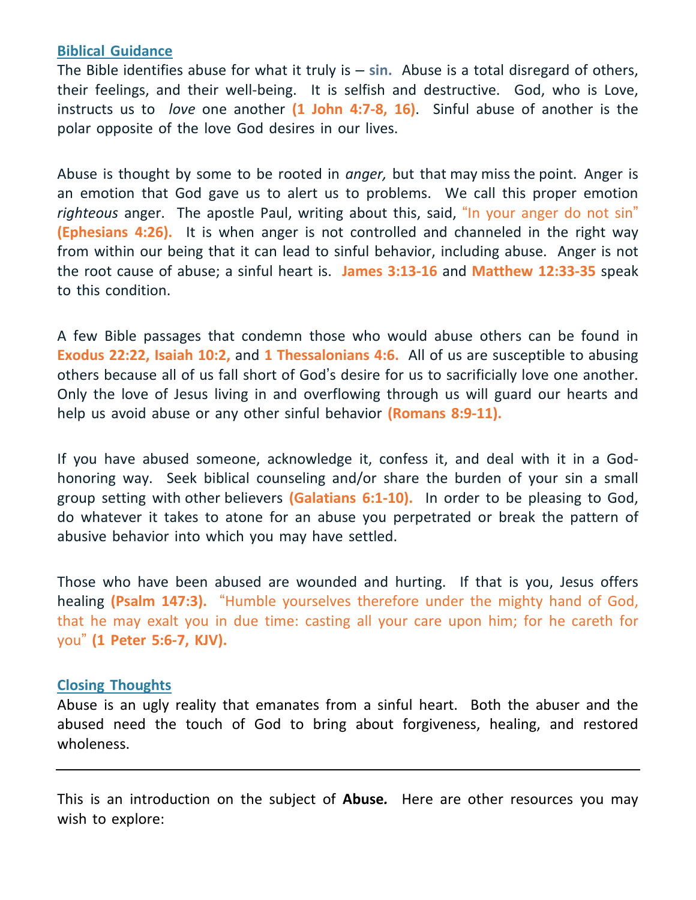## Biblical Guidance

The Bible identifies abuse for what it truly is – **sin.** Abuse is a total disregard of others, their feelings, and their well-being. It is selfish and destructive. God, who is Love, instructs us to *love* one another **(1 John 4:7-8, 16)**. Sinful abuse of another is the polar opposite of the love God desires in our lives.

Abuse is thought by some to be rooted in *anger,* but that may miss the point. Anger is an emotion that God gave us to alert us to problems. We call this proper emotion *righteous* anger. The apostle Paul, writing about this, said, "In your anger do not sin" **(Ephesians 4:26).** It is when anger is not controlled and channeled in the right way from within our being that it can lead to sinful behavior, including abuse. Anger is not the root cause of abuse; a sinful heart is. **James 3:13-16** and **Matthew 12:33-35** speak to this condition.

A few Bible passages that condemn those who would abuse others can be found in **Exodus 22:22, Isaiah 10:2,** and **1 Thessalonians 4:6.** All of us are susceptible to abusing others because all of us fall short of God's desire for us to sacrificially love one another. Only the love of Jesus living in and overflowing through us will guard our hearts and help us avoid abuse or any other sinful behavior **(Romans 8:9-11).**

If you have abused someone, acknowledge it, confess it, and deal with it in a God-honoring way. Seek biblical counseling and/or share the burden of your sin a small group setting with other believers **(Galatians 6:1-10).** In order to be pleasing to God, do whatever it takes to atone for an abuse you perpetrated or break the pattern of abusive behavior into which you may have settled.

Those who have been abused are wounded and hurting. If that is you, Jesus offers healing **(Psalm 147:3).** "Humble yourselves therefore under the mighty hand of God, that he may exalt you in due time: casting all your care upon him; for he careth for you" **(1 Peter 5:6-7, KJV).**

## Closing Thoughts

Abuse is an ugly reality that emanates from a sinful heart. Both the abuser and the abused need the touch of God to bring about forgiveness, healing, and restored wholeness.

---

This is an introduction on the subject of **Abuse.** Here are other resources you may wish to explore: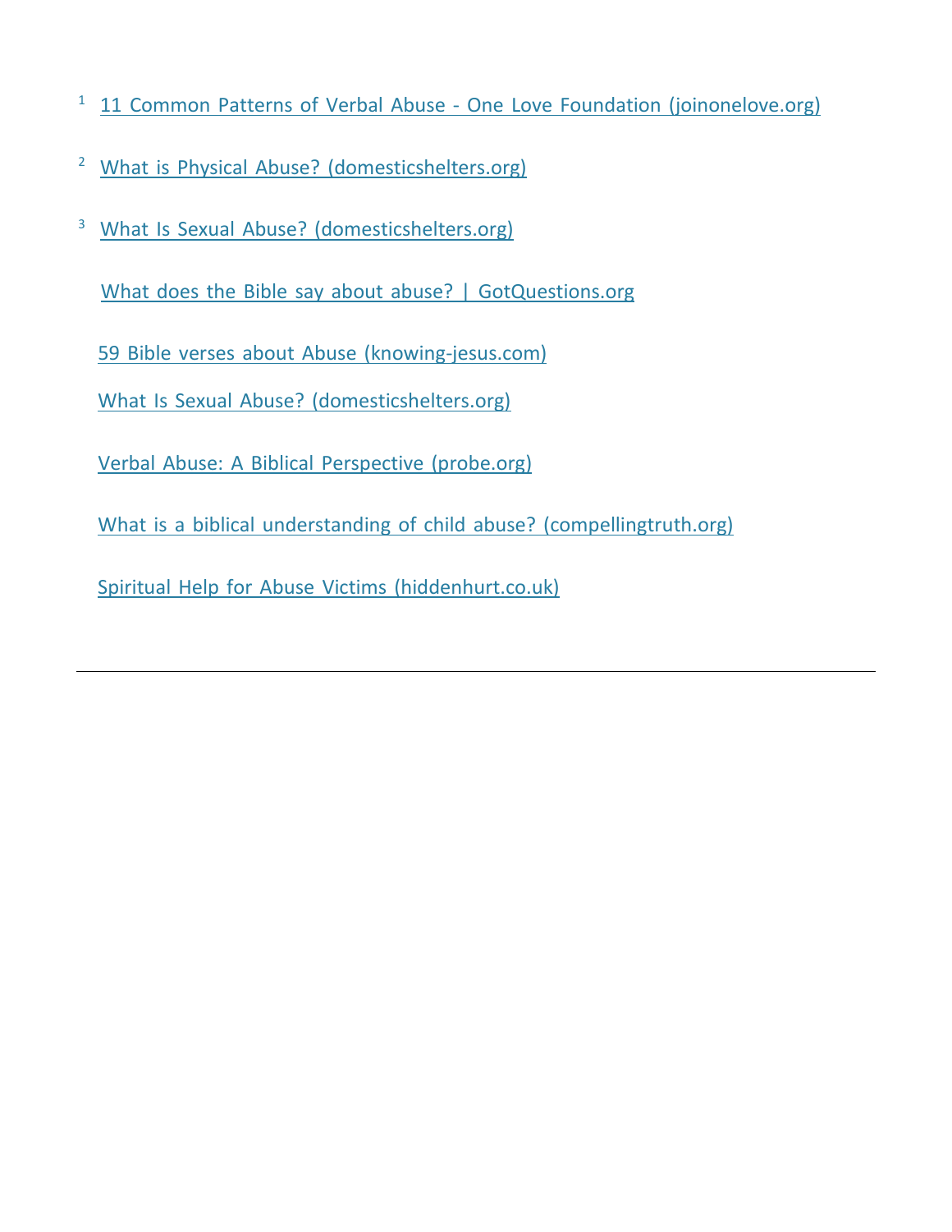[1] 11 Common Patterns of Verbal Abuse - One Love Foundation (joinonelove.org)

[2] What is Physical Abuse? (domesticshelters.org)

[3] What Is Sexual Abuse? (domesticshelters.org)

What does the Bible say about abuse? | GotQuestions.org

59 Bible verses about Abuse (knowing-jesus.com)

What Is Sexual Abuse? (domesticshelters.org)

Verbal Abuse: A Biblical Perspective (probe.org)

What is a biblical understanding of child abuse? (compellingtruth.org)

Spiritual Help for Abuse Victims (hiddenhurt.co.uk)